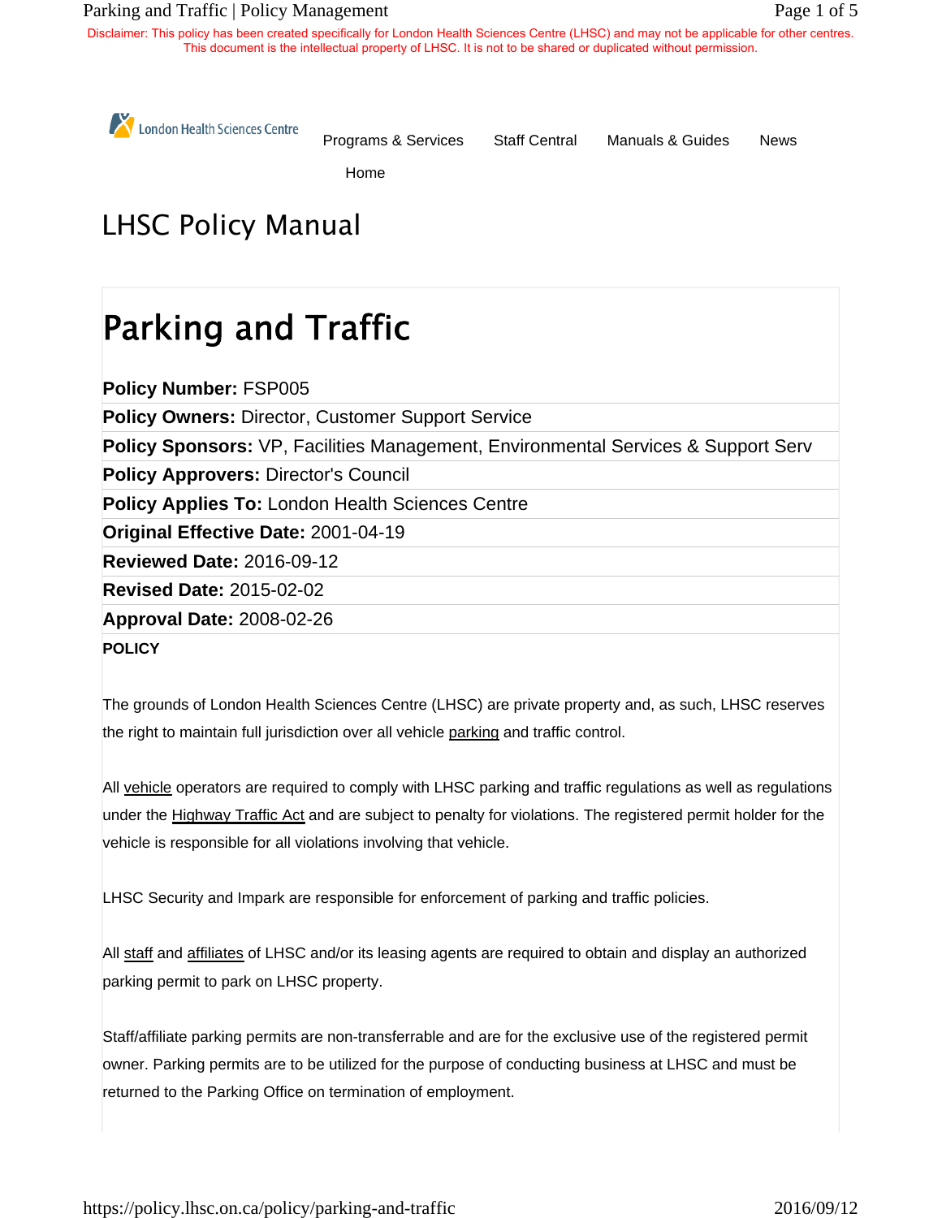Disclaimer: This policy has been created specifically for London Health Sciences Centre (LHSC) and may not be applicable for other centres. This document is the intellectual property of LHSC. It is not to be shared or duplicated without permission.

London Health Sciences Centre

Programs & Services | Staff Central | Manuals & Guides | News | Home

# LHSC Policy Manual

## Parking and Traffic

**Policy Number:** FSP005

**Policy Owners:** Director, Customer Support Service

**Policy Sponsors:** VP, Facilities Management, Environmental Services & Support Serv

**Policy Approvers:** Director's Council

**Policy Applies To:** London Health Sciences Centre

**Original Effective Date:** 2001-04-19

**Reviewed Date:** 2016-09-12

**Revised Date:** 2015-02-02

**Approval Date:** 2008-02-26

**POLICY**

The grounds of London Health Sciences Centre (LHSC) are private property and, as such, LHSC reserves the right to maintain full jurisdiction over all vehicle parking and traffic control.

All vehicle operators are required to comply with LHSC parking and traffic regulations as well as regulations under the Highway Traffic Act and are subject to penalty for violations. The registered permit holder for the vehicle is responsible for all violations involving that vehicle.

LHSC Security and Impark are responsible for enforcement of parking and traffic policies.

All staff and affiliates of LHSC and/or its leasing agents are required to obtain and display an authorized parking permit to park on LHSC property.

Staff/affiliate parking permits are non-transferrable and are for the exclusive use of the registered permit owner. Parking permits are to be utilized for the purpose of conducting business at LHSC and must be returned to the Parking Office on termination of employment.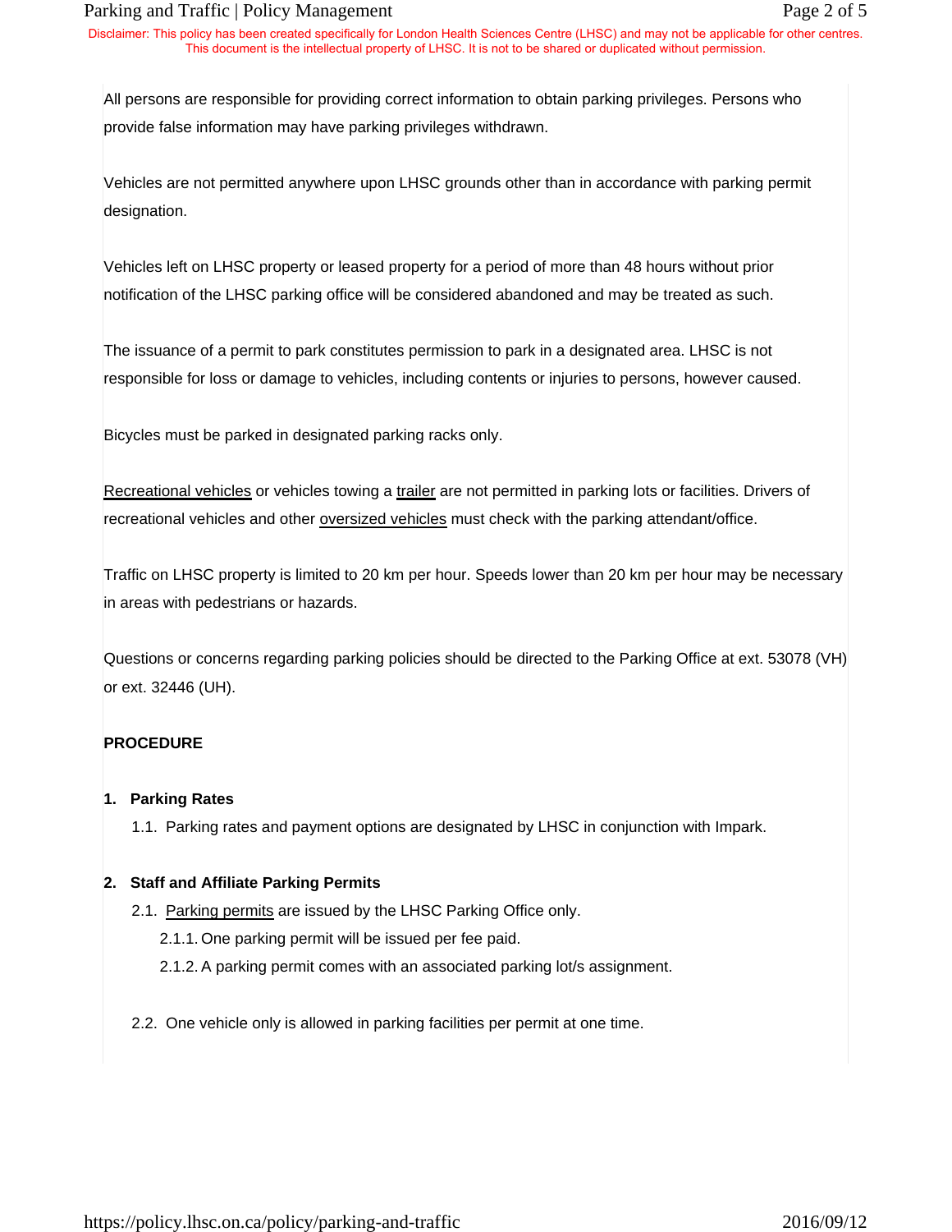All persons are responsible for providing correct information to obtain parking privileges. Persons who provide false information may have parking privileges withdrawn.

Vehicles are not permitted anywhere upon LHSC grounds other than in accordance with parking permit designation.

Vehicles left on LHSC property or leased property for a period of more than 48 hours without prior notification of the LHSC parking office will be considered abandoned and may be treated as such.

The issuance of a permit to park constitutes permission to park in a designated area. LHSC is not responsible for loss or damage to vehicles, including contents or injuries to persons, however caused.

Bicycles must be parked in designated parking racks only.

Recreational vehicles or vehicles towing a trailer are not permitted in parking lots or facilities. Drivers of recreational vehicles and other oversized vehicles must check with the parking attendant/office.

Traffic on LHSC property is limited to 20 km per hour. Speeds lower than 20 km per hour may be necessary in areas with pedestrians or hazards.

Questions or concerns regarding parking policies should be directed to the Parking Office at ext. 53078 (VH) or ext. 32446 (UH).

**PROCEDURE**

**1. Parking Rates**

1.1. Parking rates and payment options are designated by LHSC in conjunction with Impark.

**2. Staff and Affiliate Parking Permits**

2.1. Parking permits are issued by the LHSC Parking Office only.

2.1.1. One parking permit will be issued per fee paid.

2.1.2. A parking permit comes with an associated parking lot/s assignment.

2.2. One vehicle only is allowed in parking facilities per permit at one time.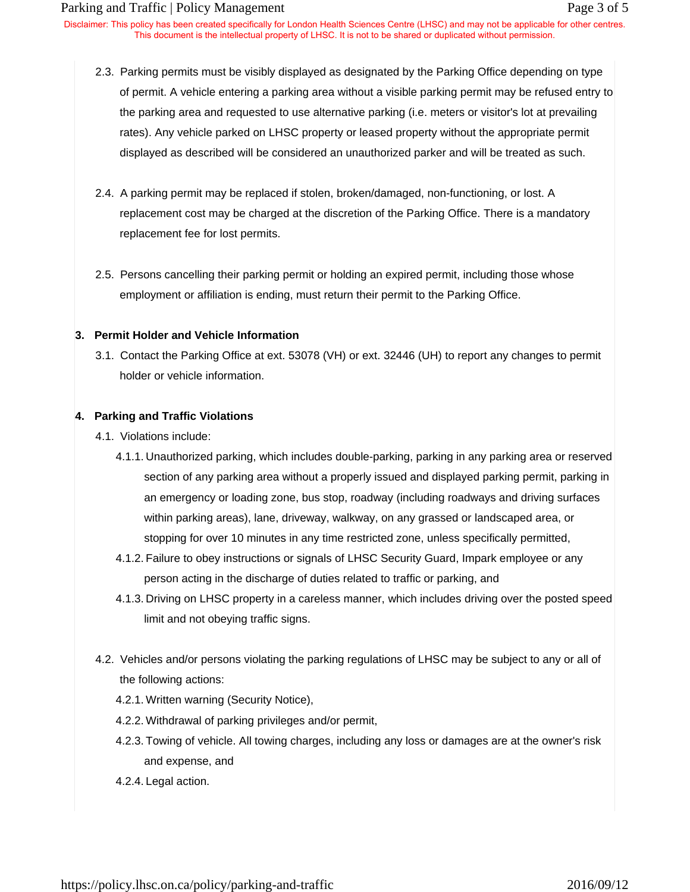2.3. Parking permits must be visibly displayed as designated by the Parking Office depending on type of permit. A vehicle entering a parking area without a visible parking permit may be refused entry to the parking area and requested to use alternative parking (i.e. meters or visitor's lot at prevailing rates). Any vehicle parked on LHSC property or leased property without the appropriate permit displayed as described will be considered an unauthorized parker and will be treated as such.

2.4. A parking permit may be replaced if stolen, broken/damaged, non-functioning, or lost. A replacement cost may be charged at the discretion of the Parking Office. There is a mandatory replacement fee for lost permits.

2.5. Persons cancelling their parking permit or holding an expired permit, including those whose employment or affiliation is ending, must return their permit to the Parking Office.

**3. Permit Holder and Vehicle Information**

3.1. Contact the Parking Office at ext. 53078 (VH) or ext. 32446 (UH) to report any changes to permit holder or vehicle information.

**4. Parking and Traffic Violations**

4.1. Violations include:

4.1.1. Unauthorized parking, which includes double-parking, parking in any parking area or reserved section of any parking area without a properly issued and displayed parking permit, parking in an emergency or loading zone, bus stop, roadway (including roadways and driving surfaces within parking areas), lane, driveway, walkway, on any grassed or landscaped area, or stopping for over 10 minutes in any time restricted zone, unless specifically permitted,

4.1.2. Failure to obey instructions or signals of LHSC Security Guard, Impark employee or any person acting in the discharge of duties related to traffic or parking, and

4.1.3. Driving on LHSC property in a careless manner, which includes driving over the posted speed limit and not obeying traffic signs.

4.2. Vehicles and/or persons violating the parking regulations of LHSC may be subject to any or all of the following actions:

4.2.1. Written warning (Security Notice),

4.2.2. Withdrawal of parking privileges and/or permit,

4.2.3. Towing of vehicle. All towing charges, including any loss or damages are at the owner's risk and expense, and

4.2.4. Legal action.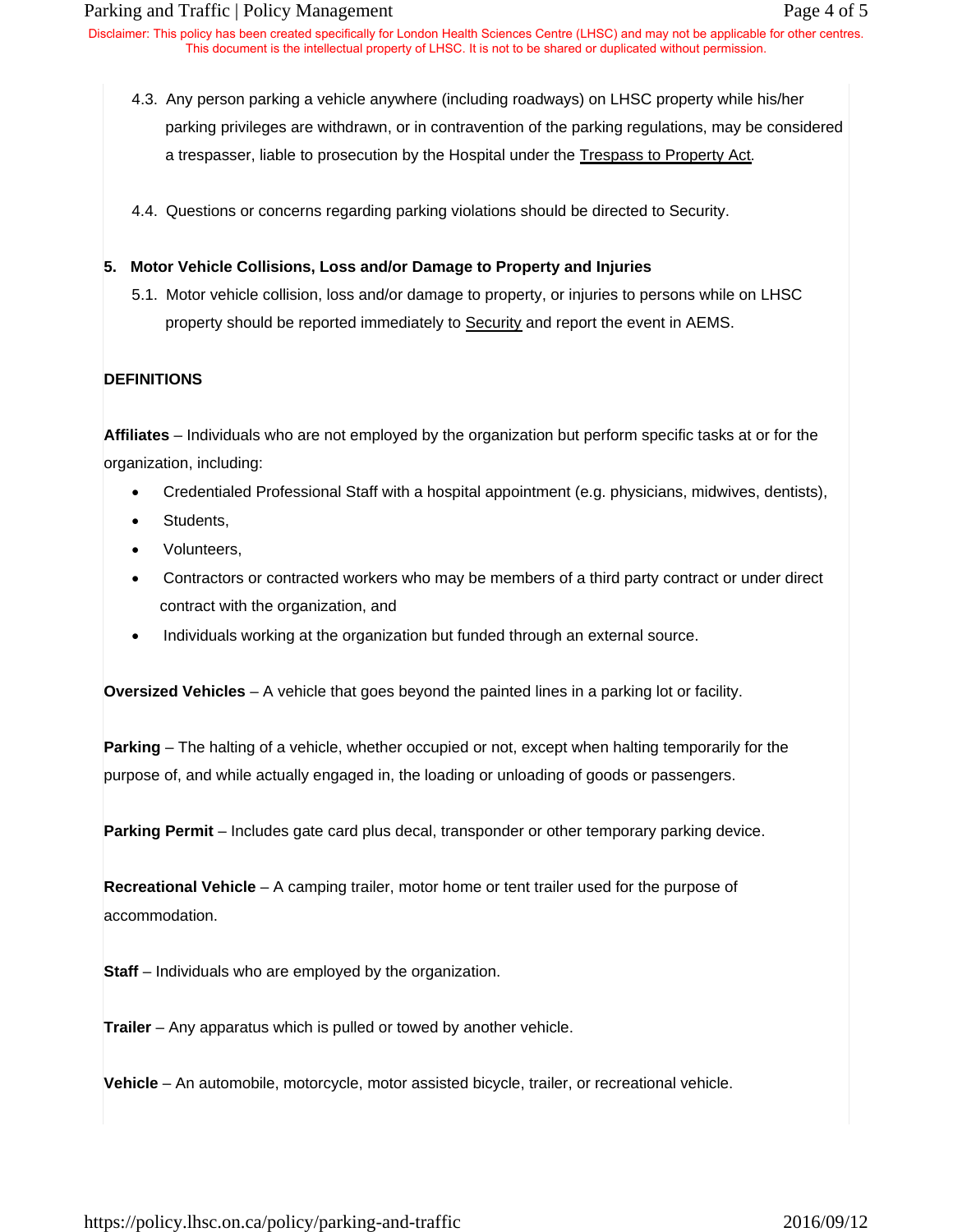4.3. Any person parking a vehicle anywhere (including roadways) on LHSC property while his/her parking privileges are withdrawn, or in contravention of the parking regulations, may be considered a trespasser, liable to prosecution by the Hospital under the Trespass to Property Act.

4.4. Questions or concerns regarding parking violations should be directed to Security.

**5. Motor Vehicle Collisions, Loss and/or Damage to Property and Injuries**

5.1. Motor vehicle collision, loss and/or damage to property, or injuries to persons while on LHSC property should be reported immediately to Security and report the event in AEMS.

**DEFINITIONS**

**Affiliates** – Individuals who are not employed by the organization but perform specific tasks at or for the organization, including:

- Credentialed Professional Staff with a hospital appointment (e.g. physicians, midwives, dentists),
- Students,
- Volunteers,
- Contractors or contracted workers who may be members of a third party contract or under direct contract with the organization, and
- Individuals working at the organization but funded through an external source.

**Oversized Vehicles** – A vehicle that goes beyond the painted lines in a parking lot or facility.

**Parking** – The halting of a vehicle, whether occupied or not, except when halting temporarily for the purpose of, and while actually engaged in, the loading or unloading of goods or passengers.

**Parking Permit** – Includes gate card plus decal, transponder or other temporary parking device.

**Recreational Vehicle** – A camping trailer, motor home or tent trailer used for the purpose of accommodation.

**Staff** – Individuals who are employed by the organization.

**Trailer** – Any apparatus which is pulled or towed by another vehicle.

**Vehicle** – An automobile, motorcycle, motor assisted bicycle, trailer, or recreational vehicle.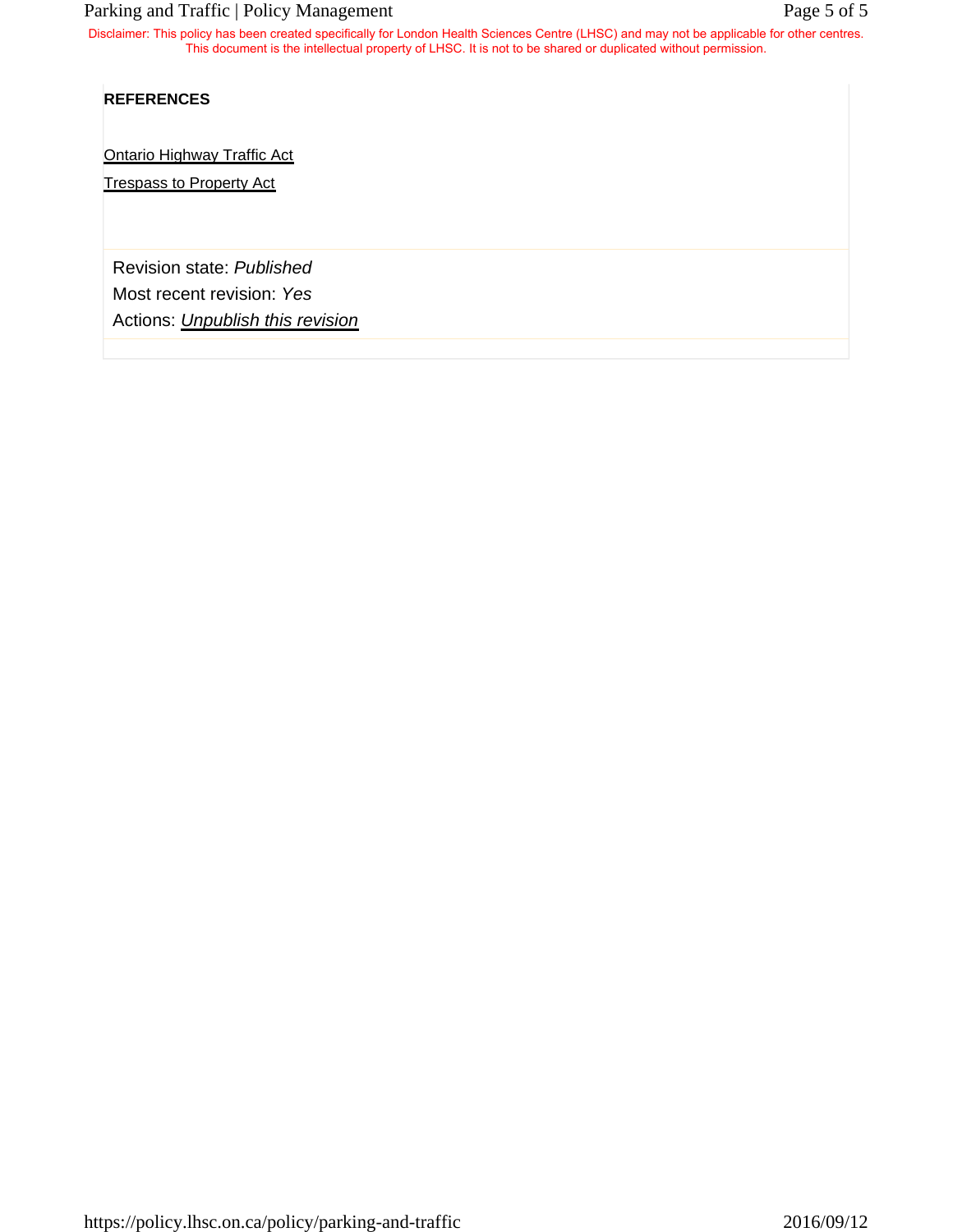**REFERENCES**

Ontario Highway Traffic Act

Trespass to Property Act

Revision state: *Published*

Most recent revision: *Yes*

Actions: *Unpublish this revision*